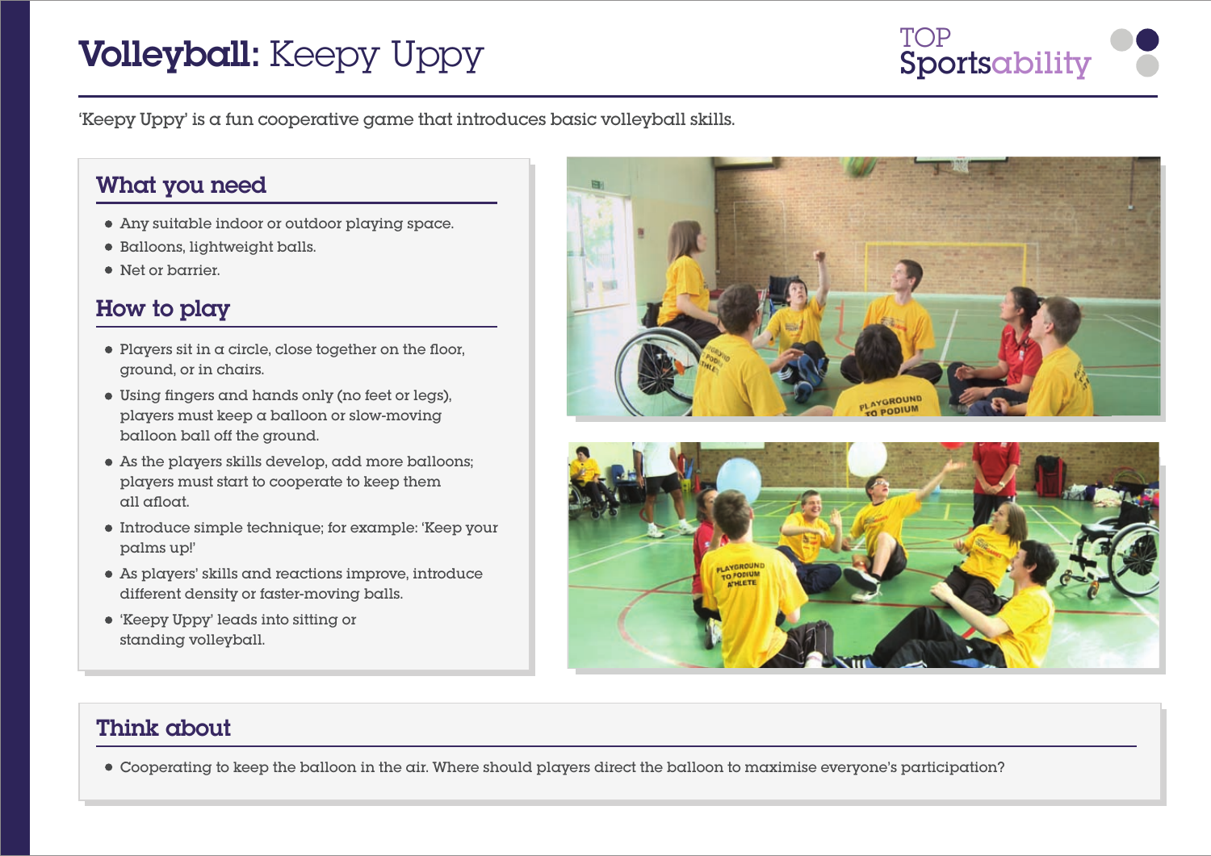# **Volleyball:** Keepy Uppy

'Keepy Uppy' is a fun cooperative game that introduces basic volleyball skills.

## What you need

- Any suitable indoor or outdoor playing space.
- Balloons, lightweight balls.
- Net or barrier.

## How to play

- Players sit in a circle, close together on the floor, ground, or in chairs.
- Using fingers and hands only (no feet or legs), players must keep a balloon or slow-moving balloon ball off the ground.
- As the players skills develop, add more balloons; players must start to cooperate to keep them all afloat.
- Introduce simple technique; for example: 'Keep your palms up!'
- As players' skills and reactions improve, introduce different density or faster-moving balls.
- 'Keepy Uppy' leads into sitting or standing volleyball.

## Think about

- Cooperating to keep the balloon in the air. Where should players direct the balloon to maximise everyone's participation?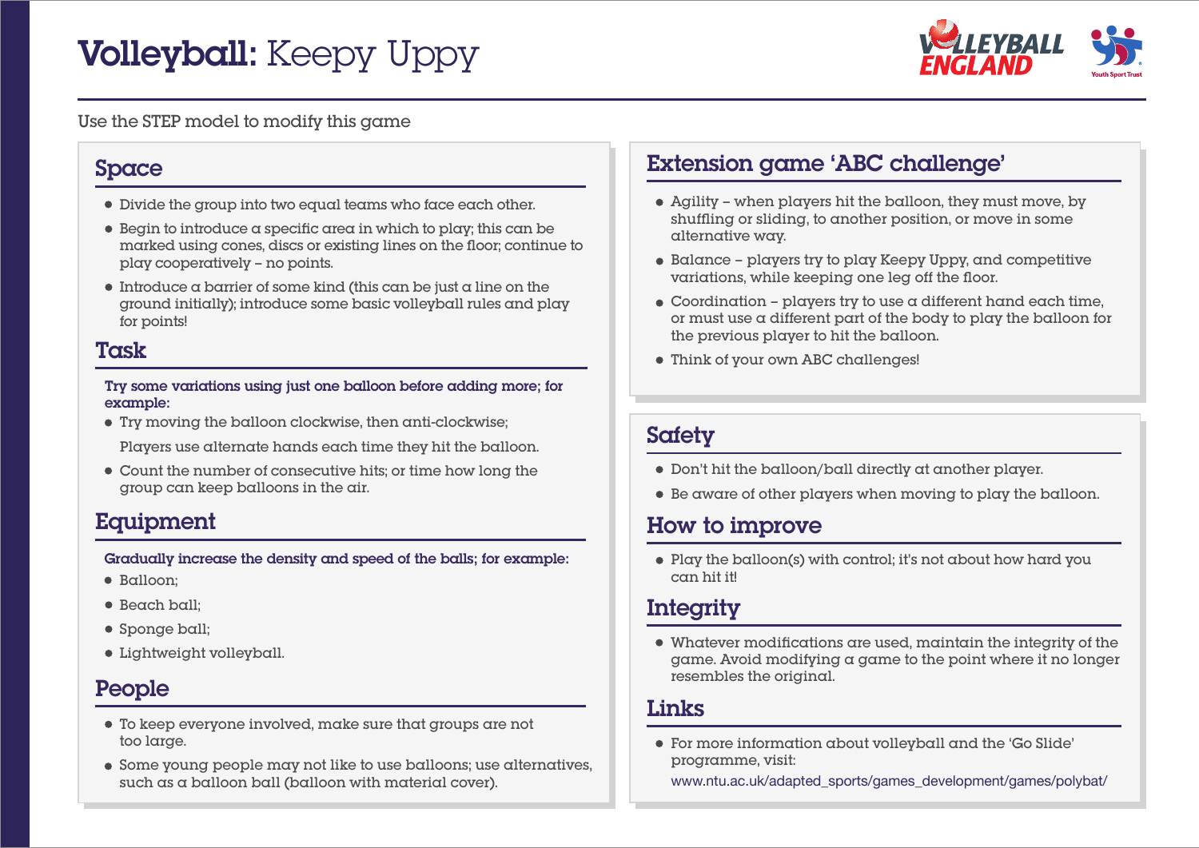# **Volleyball:** Keepy Uppy

Use the STEP model to modify this game

## Space

- Divide the group into two equal teams who face each other.
- Begin to introduce a specific area in which to play; this can be marked using cones, discs or existing lines on the floor; continue to play cooperatively – no points.
- Introduce a barrier of some kind (this can be just a line on the ground initially); introduce some basic volleyball rules and play for points!

## Task

**Try some variations using just one balloon before adding more; for example:**

- Try moving the balloon clockwise, then anti-clockwise;

  Players use alternate hands each time they hit the balloon.
- Count the number of consecutive hits; or time how long the group can keep balloons in the air.

## Equipment

**Gradually increase the density and speed of the balls; for example:**

- Balloon;
- Beach ball;
- Sponge ball;
- Lightweight volleyball.

## People

- To keep everyone involved, make sure that groups are not too large.
- Some young people may not like to use balloons; use alternatives, such as a balloon ball (balloon with material cover).

## Extension game 'ABC challenge'

- Agility – when players hit the balloon, they must move, by shuffling or sliding, to another position, or move in some alternative way.
- Balance – players try to play Keepy Uppy, and competitive variations, while keeping one leg off the floor.
- Coordination – players try to use a different hand each time, or must use a different part of the body to play the balloon for the previous player to hit the balloon.
- Think of your own ABC challenges!

## Safety

- Don't hit the balloon/ball directly at another player.
- Be aware of other players when moving to play the balloon.

## How to improve

- Play the balloon(s) with control; it's not about how hard you can hit it!

## Integrity

- Whatever modifications are used, maintain the integrity of the game. Avoid modifying a game to the point where it no longer resembles the original.

## Links

- For more information about volleyball and the 'Go Slide' programme, visit:
  www.ntu.ac.uk/adapted_sports/games_development/games/polybat/